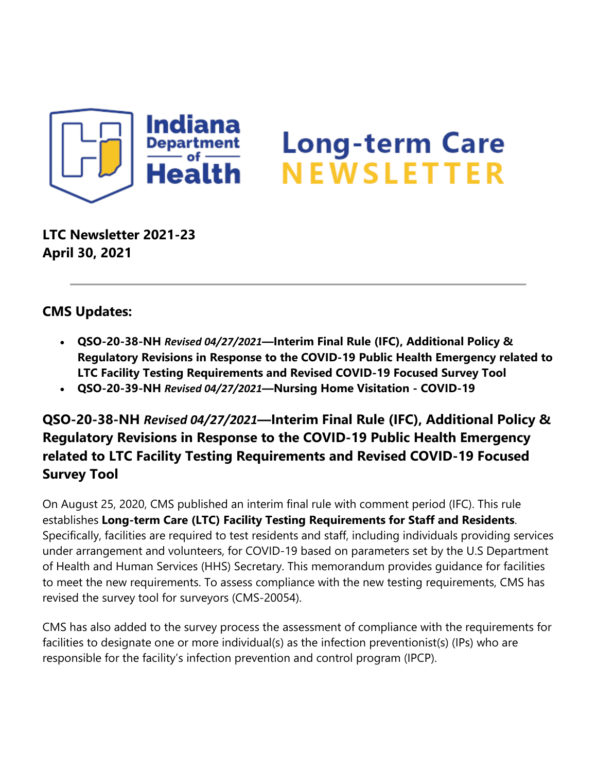**Indiana Department of Health**

# Long-term Care NEWSLETTER

**LTC Newsletter 2021-23**
**April 30, 2021**

---

## CMS Updates:

- **QSO-20-38-NH** ***Revised 04/27/2021*****—Interim Final Rule (IFC), Additional Policy & Regulatory Revisions in Response to the COVID-19 Public Health Emergency related to LTC Facility Testing Requirements and Revised COVID-19 Focused Survey Tool**
- **QSO-20-39-NH** ***Revised 04/27/2021*****—Nursing Home Visitation - COVID-19**

## QSO-20-38-NH *Revised 04/27/2021*—Interim Final Rule (IFC), Additional Policy & Regulatory Revisions in Response to the COVID-19 Public Health Emergency related to LTC Facility Testing Requirements and Revised COVID-19 Focused Survey Tool

On August 25, 2020, CMS published an interim final rule with comment period (IFC). This rule establishes **Long-term Care (LTC) Facility Testing Requirements for Staff and Residents**. Specifically, facilities are required to test residents and staff, including individuals providing services under arrangement and volunteers, for COVID-19 based on parameters set by the U.S Department of Health and Human Services (HHS) Secretary. This memorandum provides guidance for facilities to meet the new requirements. To assess compliance with the new testing requirements, CMS has revised the survey tool for surveyors (CMS-20054).

CMS has also added to the survey process the assessment of compliance with the requirements for facilities to designate one or more individual(s) as the infection preventionist(s) (IPs) who are responsible for the facility's infection prevention and control program (IPCP).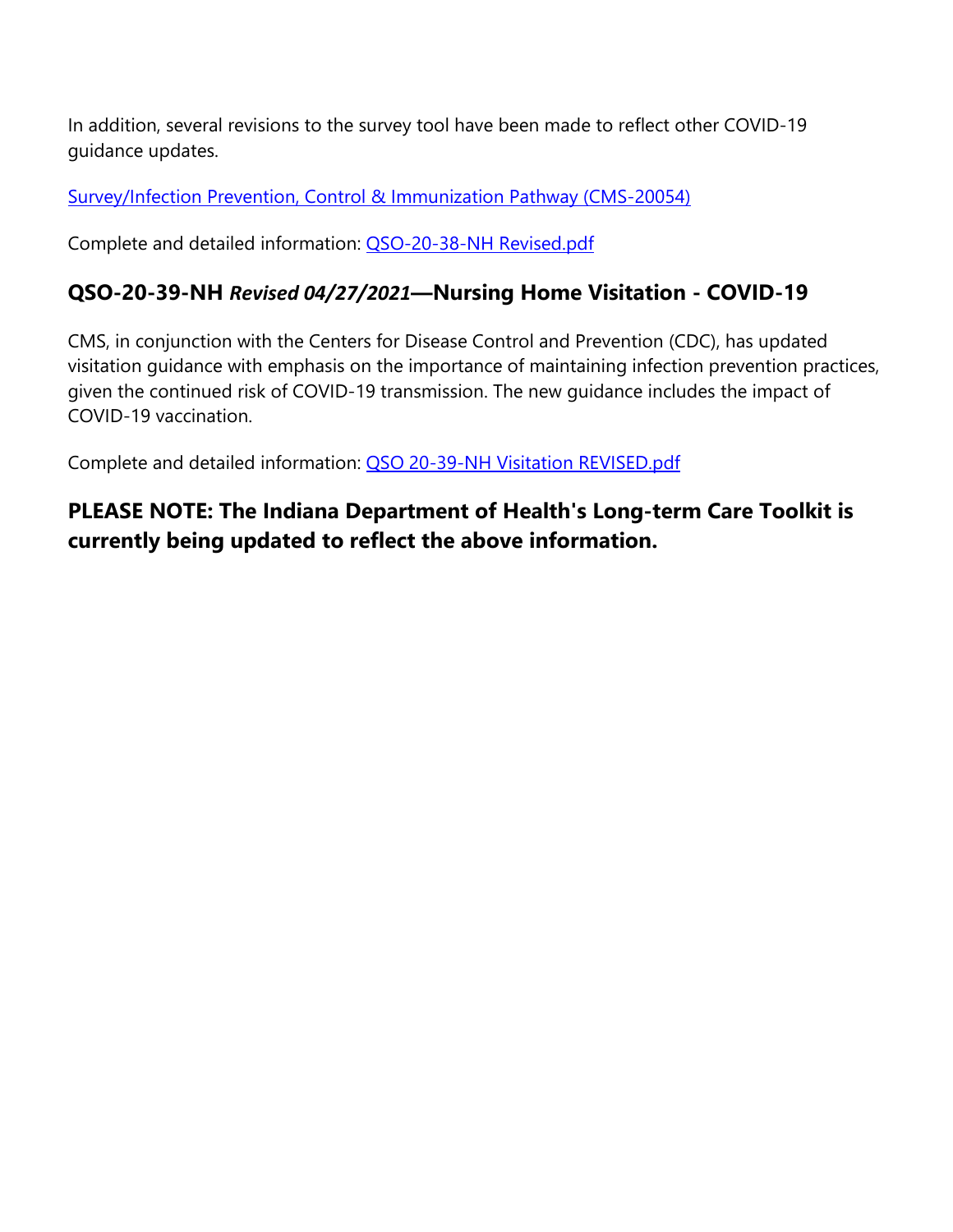In addition, several revisions to the survey tool have been made to reflect other COVID-19 guidance updates.

Survey/Infection Prevention, Control & Immunization Pathway (CMS-20054)

Complete and detailed information: QSO-20-38-NH Revised.pdf

## QSO-20-39-NH *Revised 04/27/2021*—Nursing Home Visitation - COVID-19

CMS, in conjunction with the Centers for Disease Control and Prevention (CDC), has updated visitation guidance with emphasis on the importance of maintaining infection prevention practices, given the continued risk of COVID-19 transmission. The new guidance includes the impact of COVID-19 vaccination.

Complete and detailed information: QSO 20-39-NH Visitation REVISED.pdf

## PLEASE NOTE: The Indiana Department of Health's Long-term Care Toolkit is currently being updated to reflect the above information.